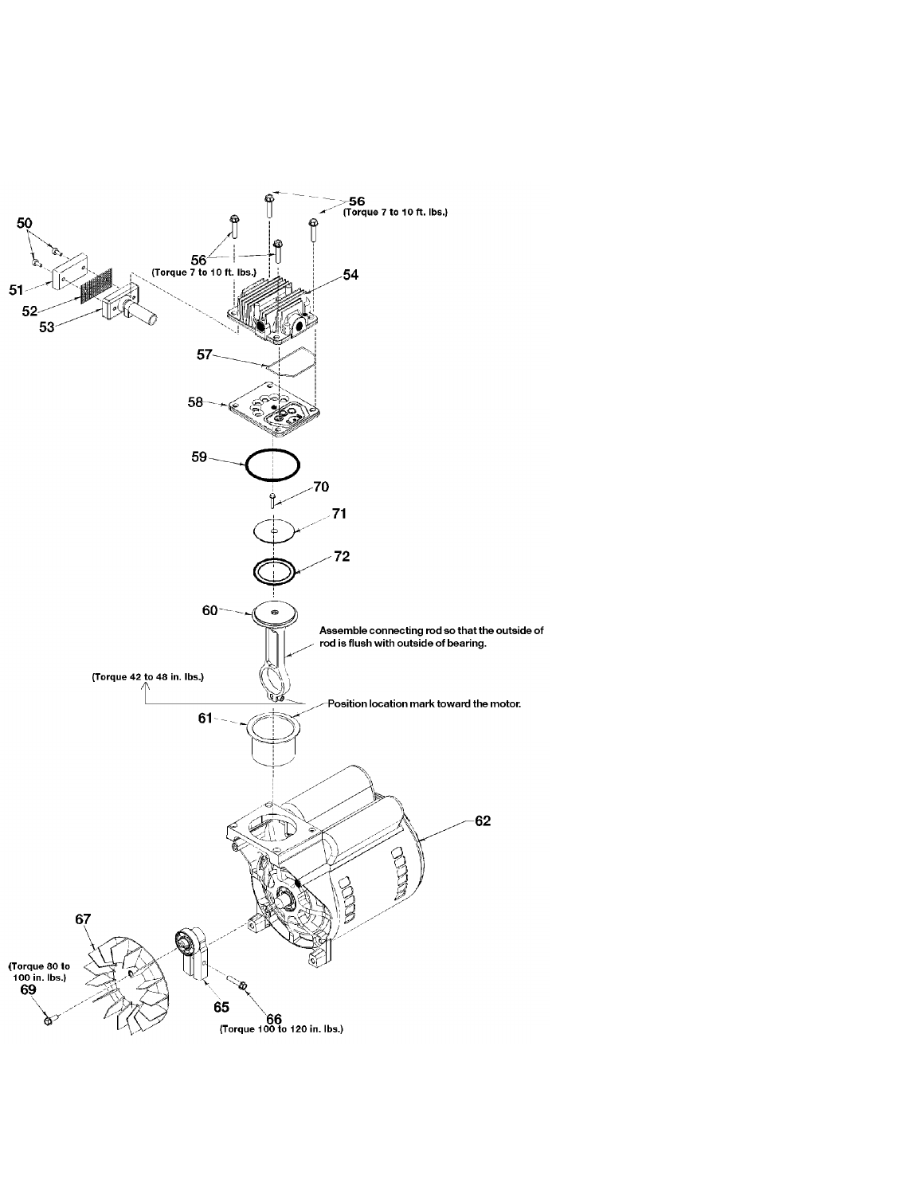50

51

52

53

56

(Torque 7 to 10 ft. lbs.)

56

(Torque 7 to 10 ft. lbs.)

54

57

58

59

70

71

72

60

Assemble connecting rod so that the outside of rod is flush with outside of bearing.

(Torque 42 to 48 in. lbs.)

Position location mark toward the motor.

61

62

67

(Torque 80 to 100 in. lbs.)

69

65

66

(Torque 100 to 120 in. lbs.)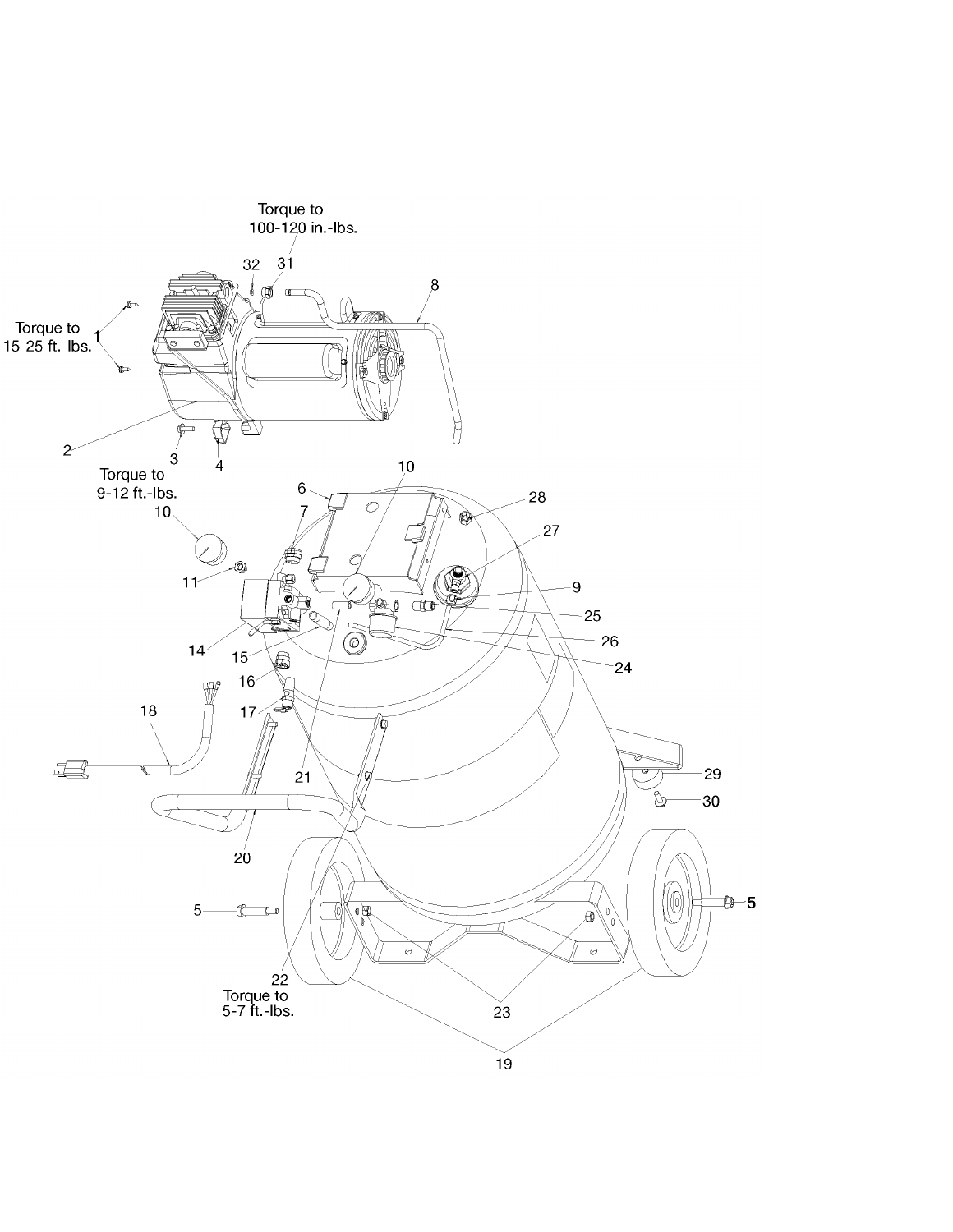Torque to
100-120 in.-lbs.

Torque to
15-25 ft.-lbs.

Torque to
9-12 ft.-lbs.

Torque to
5-7 ft.-lbs.

1, 2, 3, 4, 5, 6, 7, 8, 9, 10, 11, 14, 15, 16, 17, 18, 19, 20, 21, 22, 23, 24, 25, 26, 27, 28, 29, 30, 31, 32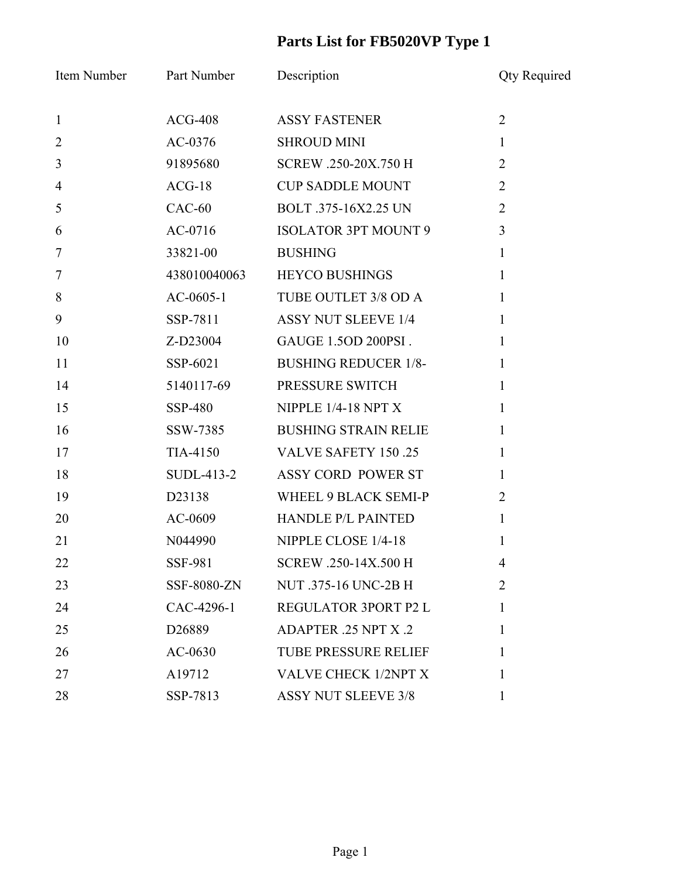# Parts List for FB5020VP Type 1

| Item Number | Part Number | Description | Qty Required |
|---|---|---|---|
| 1 | ACG-408 | ASSY FASTENER | 2 |
| 2 | AC-0376 | SHROUD MINI | 1 |
| 3 | 91895680 | SCREW .250-20X.750 H | 2 |
| 4 | ACG-18 | CUP SADDLE MOUNT | 2 |
| 5 | CAC-60 | BOLT .375-16X2.25 UN | 2 |
| 6 | AC-0716 | ISOLATOR 3PT MOUNT 9 | 3 |
| 7 | 33821-00 | BUSHING | 1 |
| 7 | 438010040063 | HEYCO BUSHINGS | 1 |
| 8 | AC-0605-1 | TUBE OUTLET 3/8 OD A | 1 |
| 9 | SSP-7811 | ASSY NUT SLEEVE 1/4 | 1 |
| 10 | Z-D23004 | GAUGE 1.5OD 200PSI . | 1 |
| 11 | SSP-6021 | BUSHING REDUCER 1/8- | 1 |
| 14 | 5140117-69 | PRESSURE SWITCH | 1 |
| 15 | SSP-480 | NIPPLE 1/4-18 NPT X | 1 |
| 16 | SSW-7385 | BUSHING STRAIN RELIE | 1 |
| 17 | TIA-4150 | VALVE SAFETY 150 .25 | 1 |
| 18 | SUDL-413-2 | ASSY CORD POWER ST | 1 |
| 19 | D23138 | WHEEL 9 BLACK SEMI-P | 2 |
| 20 | AC-0609 | HANDLE P/L PAINTED | 1 |
| 21 | N044990 | NIPPLE CLOSE 1/4-18 | 1 |
| 22 | SSF-981 | SCREW .250-14X.500 H | 4 |
| 23 | SSF-8080-ZN | NUT .375-16 UNC-2B H | 2 |
| 24 | CAC-4296-1 | REGULATOR 3PORT P2 L | 1 |
| 25 | D26889 | ADAPTER .25 NPT X .2 | 1 |
| 26 | AC-0630 | TUBE PRESSURE RELIEF | 1 |
| 27 | A19712 | VALVE CHECK 1/2NPT X | 1 |
| 28 | SSP-7813 | ASSY NUT SLEEVE 3/8 | 1 |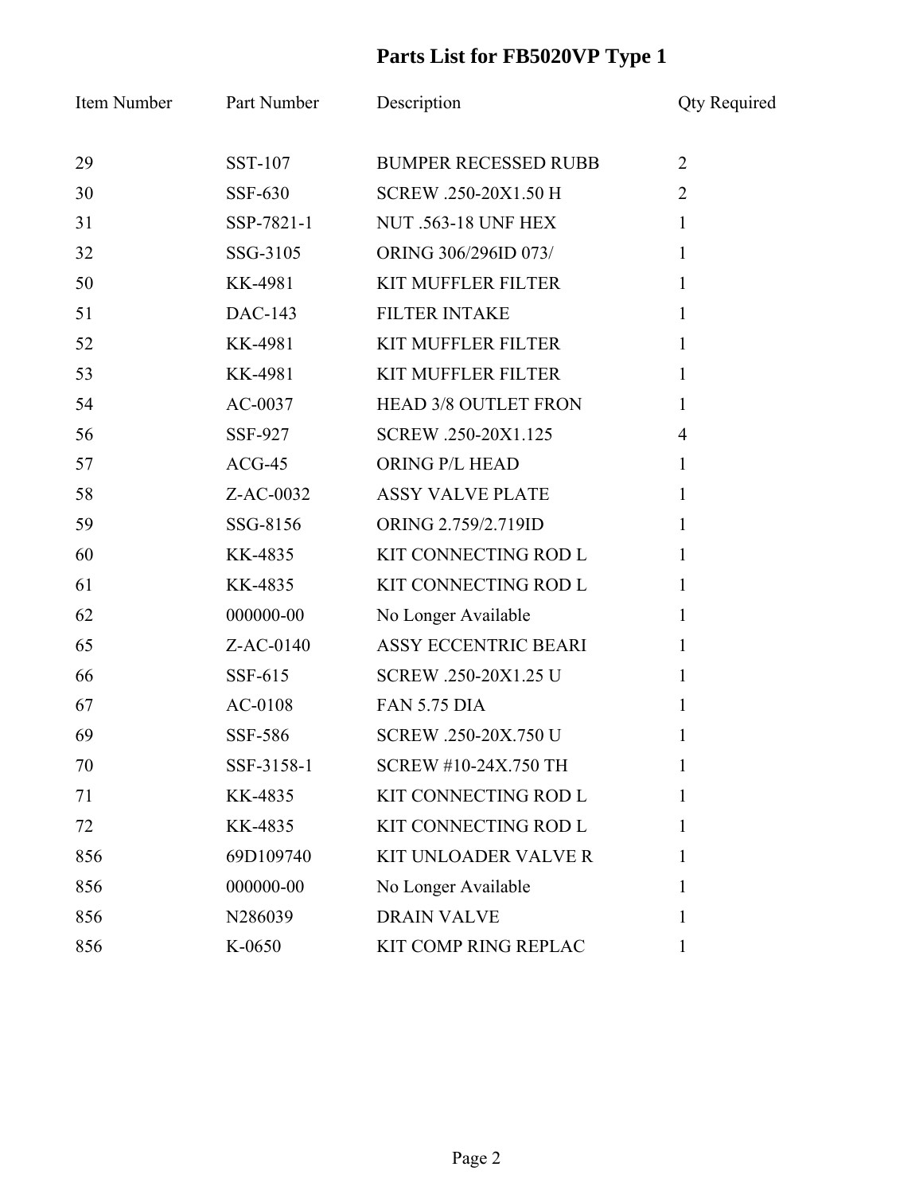# Parts List for FB5020VP Type 1

| Item Number | Part Number | Description | Qty Required |
|---|---|---|---|
| 29 | SST-107 | BUMPER RECESSED RUBB | 2 |
| 30 | SSF-630 | SCREW .250-20X1.50 H | 2 |
| 31 | SSP-7821-1 | NUT .563-18 UNF HEX | 1 |
| 32 | SSG-3105 | ORING 306/296ID 073/ | 1 |
| 50 | KK-4981 | KIT MUFFLER FILTER | 1 |
| 51 | DAC-143 | FILTER INTAKE | 1 |
| 52 | KK-4981 | KIT MUFFLER FILTER | 1 |
| 53 | KK-4981 | KIT MUFFLER FILTER | 1 |
| 54 | AC-0037 | HEAD 3/8 OUTLET FRON | 1 |
| 56 | SSF-927 | SCREW .250-20X1.125 | 4 |
| 57 | ACG-45 | ORING P/L HEAD | 1 |
| 58 | Z-AC-0032 | ASSY VALVE PLATE | 1 |
| 59 | SSG-8156 | ORING 2.759/2.719ID | 1 |
| 60 | KK-4835 | KIT CONNECTING ROD L | 1 |
| 61 | KK-4835 | KIT CONNECTING ROD L | 1 |
| 62 | 000000-00 | No Longer Available | 1 |
| 65 | Z-AC-0140 | ASSY ECCENTRIC BEARI | 1 |
| 66 | SSF-615 | SCREW .250-20X1.25 U | 1 |
| 67 | AC-0108 | FAN 5.75 DIA | 1 |
| 69 | SSF-586 | SCREW .250-20X.750 U | 1 |
| 70 | SSF-3158-1 | SCREW #10-24X.750 TH | 1 |
| 71 | KK-4835 | KIT CONNECTING ROD L | 1 |
| 72 | KK-4835 | KIT CONNECTING ROD L | 1 |
| 856 | 69D109740 | KIT UNLOADER VALVE R | 1 |
| 856 | 000000-00 | No Longer Available | 1 |
| 856 | N286039 | DRAIN VALVE | 1 |
| 856 | K-0650 | KIT COMP RING REPLAC | 1 |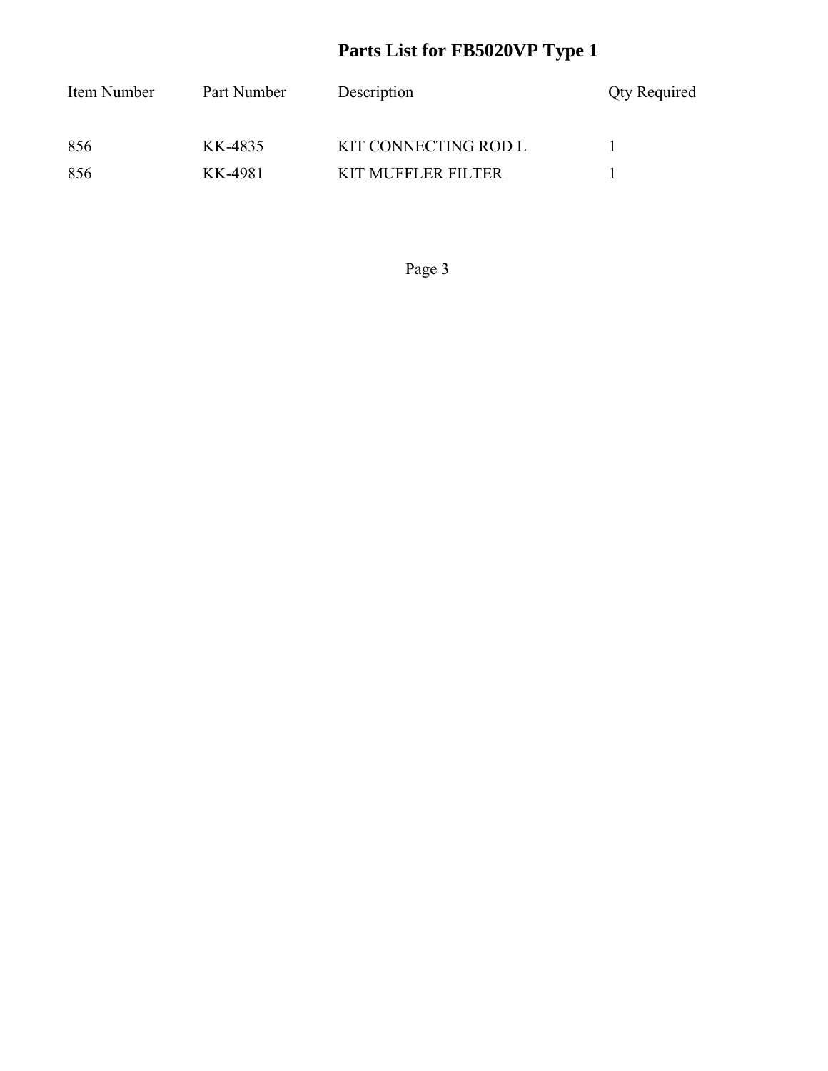# Parts List for FB5020VP Type 1

| Item Number | Part Number | Description | Qty Required |
|---|---|---|---|
| 856 | KK-4835 | KIT CONNECTING ROD L | 1 |
| 856 | KK-4981 | KIT MUFFLER FILTER | 1 |